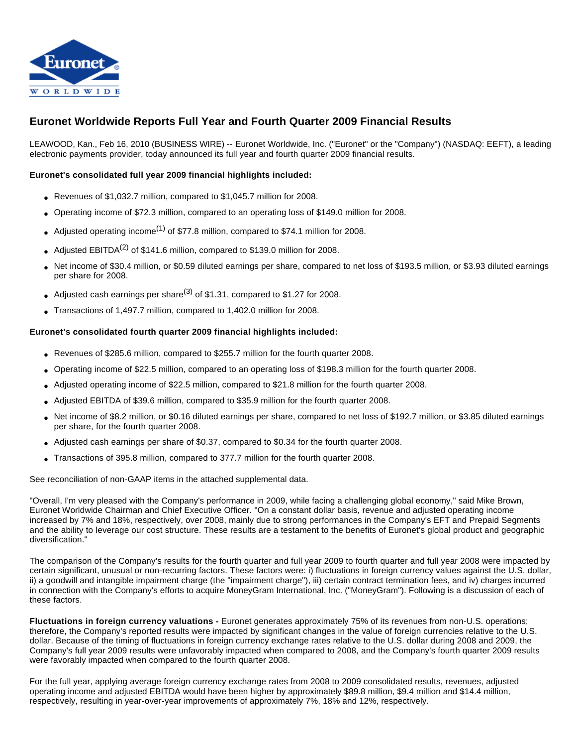# Euronet Worldwide Reports Full Year and Fourth Quarter 2009 Financial Results

LEAWOOD, Kan., Feb 16, 2010 (BUSINESS WIRE) -- Euronet Worldwide, Inc. ("Euronet" or the "Company") (NASDAQ: EEFT), a leading electronic payments provider, today announced its full year and fourth quarter 2009 financial results.

**Euronet's consolidated full year 2009 financial highlights included:**

- Revenues of $1,032.7 million, compared to $1,045.7 million for 2008.
- Operating income of $72.3 million, compared to an operating loss of $149.0 million for 2008.
- Adjusted operating income[(1)] of $77.8 million, compared to $74.1 million for 2008.
- Adjusted EBITDA[(2)] of $141.6 million, compared to $139.0 million for 2008.
- Net income of $30.4 million, or $0.59 diluted earnings per share, compared to net loss of $193.5 million, or $3.93 diluted earnings per share for 2008.
- Adjusted cash earnings per share[(3)] of $1.31, compared to $1.27 for 2008.
- Transactions of 1,497.7 million, compared to 1,402.0 million for 2008.

**Euronet's consolidated fourth quarter 2009 financial highlights included:**

- Revenues of $285.6 million, compared to $255.7 million for the fourth quarter 2008.
- Operating income of $22.5 million, compared to an operating loss of $198.3 million for the fourth quarter 2008.
- Adjusted operating income of $22.5 million, compared to $21.8 million for the fourth quarter 2008.
- Adjusted EBITDA of $39.6 million, compared to $35.9 million for the fourth quarter 2008.
- Net income of $8.2 million, or $0.16 diluted earnings per share, compared to net loss of $192.7 million, or $3.85 diluted earnings per share, for the fourth quarter 2008.
- Adjusted cash earnings per share of $0.37, compared to $0.34 for the fourth quarter 2008.
- Transactions of 395.8 million, compared to 377.7 million for the fourth quarter 2008.

See reconciliation of non-GAAP items in the attached supplemental data.

"Overall, I'm very pleased with the Company's performance in 2009, while facing a challenging global economy," said Mike Brown, Euronet Worldwide Chairman and Chief Executive Officer. "On a constant dollar basis, revenue and adjusted operating income increased by 7% and 18%, respectively, over 2008, mainly due to strong performances in the Company's EFT and Prepaid Segments and the ability to leverage our cost structure. These results are a testament to the benefits of Euronet's global product and geographic diversification."

The comparison of the Company's results for the fourth quarter and full year 2009 to fourth quarter and full year 2008 were impacted by certain significant, unusual or non-recurring factors. These factors were: i) fluctuations in foreign currency values against the U.S. dollar, ii) a goodwill and intangible impairment charge (the "impairment charge"), iii) certain contract termination fees, and iv) charges incurred in connection with the Company's efforts to acquire MoneyGram International, Inc. ("MoneyGram"). Following is a discussion of each of these factors.

**Fluctuations in foreign currency valuations -** Euronet generates approximately 75% of its revenues from non-U.S. operations; therefore, the Company's reported results were impacted by significant changes in the value of foreign currencies relative to the U.S. dollar. Because of the timing of fluctuations in foreign currency exchange rates relative to the U.S. dollar during 2008 and 2009, the Company's full year 2009 results were unfavorably impacted when compared to 2008, and the Company's fourth quarter 2009 results were favorably impacted when compared to the fourth quarter 2008.

For the full year, applying average foreign currency exchange rates from 2008 to 2009 consolidated results, revenues, adjusted operating income and adjusted EBITDA would have been higher by approximately $89.8 million, $9.4 million and $14.4 million, respectively, resulting in year-over-year improvements of approximately 7%, 18% and 12%, respectively.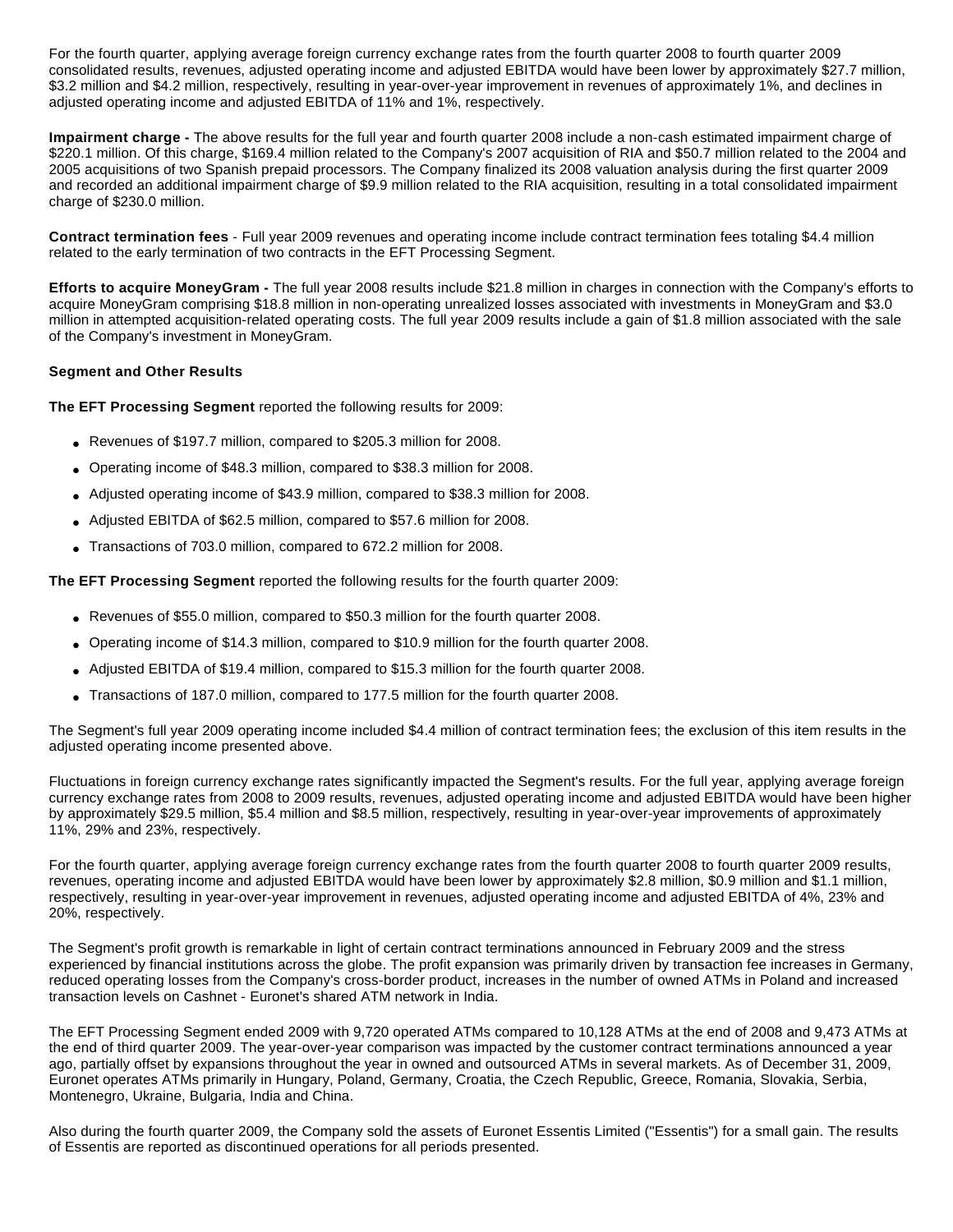For the fourth quarter, applying average foreign currency exchange rates from the fourth quarter 2008 to fourth quarter 2009 consolidated results, revenues, adjusted operating income and adjusted EBITDA would have been lower by approximately $27.7 million, $3.2 million and $4.2 million, respectively, resulting in year-over-year improvement in revenues of approximately 1%, and declines in adjusted operating income and adjusted EBITDA of 11% and 1%, respectively.

**Impairment charge -** The above results for the full year and fourth quarter 2008 include a non-cash estimated impairment charge of $220.1 million. Of this charge, $169.4 million related to the Company's 2007 acquisition of RIA and $50.7 million related to the 2004 and 2005 acquisitions of two Spanish prepaid processors. The Company finalized its 2008 valuation analysis during the first quarter 2009 and recorded an additional impairment charge of $9.9 million related to the RIA acquisition, resulting in a total consolidated impairment charge of $230.0 million.

**Contract termination fees** - Full year 2009 revenues and operating income include contract termination fees totaling $4.4 million related to the early termination of two contracts in the EFT Processing Segment.

**Efforts to acquire MoneyGram -** The full year 2008 results include $21.8 million in charges in connection with the Company's efforts to acquire MoneyGram comprising $18.8 million in non-operating unrealized losses associated with investments in MoneyGram and $3.0 million in attempted acquisition-related operating costs. The full year 2009 results include a gain of $1.8 million associated with the sale of the Company's investment in MoneyGram.

**Segment and Other Results**

**The EFT Processing Segment** reported the following results for 2009:

- Revenues of $197.7 million, compared to $205.3 million for 2008.
- Operating income of $48.3 million, compared to $38.3 million for 2008.
- Adjusted operating income of $43.9 million, compared to $38.3 million for 2008.
- Adjusted EBITDA of $62.5 million, compared to $57.6 million for 2008.
- Transactions of 703.0 million, compared to 672.2 million for 2008.

**The EFT Processing Segment** reported the following results for the fourth quarter 2009:

- Revenues of $55.0 million, compared to $50.3 million for the fourth quarter 2008.
- Operating income of $14.3 million, compared to $10.9 million for the fourth quarter 2008.
- Adjusted EBITDA of $19.4 million, compared to $15.3 million for the fourth quarter 2008.
- Transactions of 187.0 million, compared to 177.5 million for the fourth quarter 2008.

The Segment's full year 2009 operating income included $4.4 million of contract termination fees; the exclusion of this item results in the adjusted operating income presented above.

Fluctuations in foreign currency exchange rates significantly impacted the Segment's results. For the full year, applying average foreign currency exchange rates from 2008 to 2009 results, revenues, adjusted operating income and adjusted EBITDA would have been higher by approximately $29.5 million, $5.4 million and $8.5 million, respectively, resulting in year-over-year improvements of approximately 11%, 29% and 23%, respectively.

For the fourth quarter, applying average foreign currency exchange rates from the fourth quarter 2008 to fourth quarter 2009 results, revenues, operating income and adjusted EBITDA would have been lower by approximately $2.8 million, $0.9 million and $1.1 million, respectively, resulting in year-over-year improvement in revenues, adjusted operating income and adjusted EBITDA of 4%, 23% and 20%, respectively.

The Segment's profit growth is remarkable in light of certain contract terminations announced in February 2009 and the stress experienced by financial institutions across the globe. The profit expansion was primarily driven by transaction fee increases in Germany, reduced operating losses from the Company's cross-border product, increases in the number of owned ATMs in Poland and increased transaction levels on Cashnet - Euronet's shared ATM network in India.

The EFT Processing Segment ended 2009 with 9,720 operated ATMs compared to 10,128 ATMs at the end of 2008 and 9,473 ATMs at the end of third quarter 2009. The year-over-year comparison was impacted by the customer contract terminations announced a year ago, partially offset by expansions throughout the year in owned and outsourced ATMs in several markets. As of December 31, 2009, Euronet operates ATMs primarily in Hungary, Poland, Germany, Croatia, the Czech Republic, Greece, Romania, Slovakia, Serbia, Montenegro, Ukraine, Bulgaria, India and China.

Also during the fourth quarter 2009, the Company sold the assets of Euronet Essentis Limited ("Essentis") for a small gain. The results of Essentis are reported as discontinued operations for all periods presented.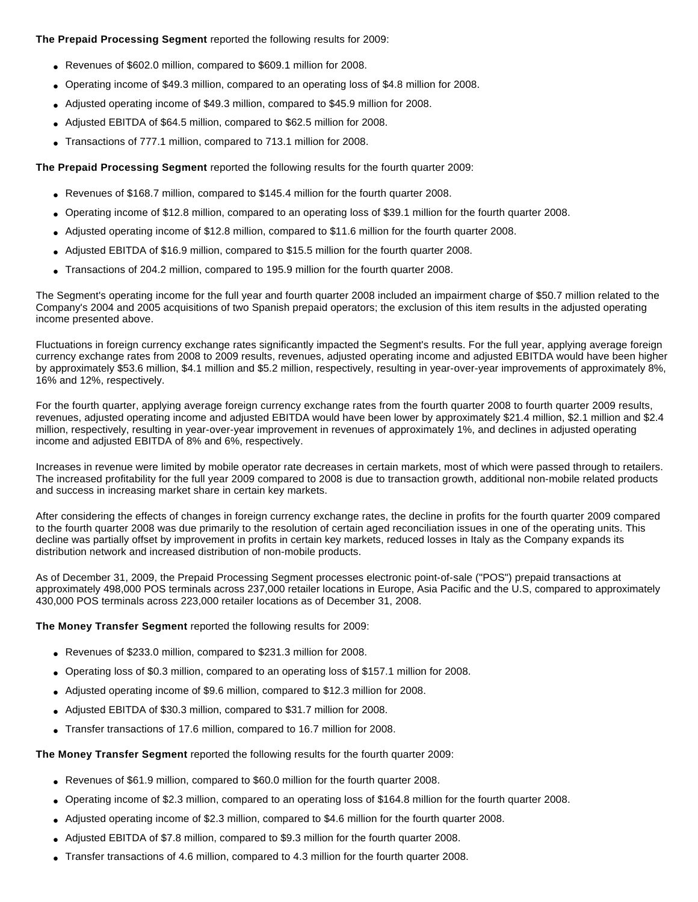**The Prepaid Processing Segment** reported the following results for 2009:

- Revenues of $602.0 million, compared to $609.1 million for 2008.
- Operating income of $49.3 million, compared to an operating loss of $4.8 million for 2008.
- Adjusted operating income of $49.3 million, compared to $45.9 million for 2008.
- Adjusted EBITDA of $64.5 million, compared to $62.5 million for 2008.
- Transactions of 777.1 million, compared to 713.1 million for 2008.

**The Prepaid Processing Segment** reported the following results for the fourth quarter 2009:

- Revenues of $168.7 million, compared to $145.4 million for the fourth quarter 2008.
- Operating income of $12.8 million, compared to an operating loss of $39.1 million for the fourth quarter 2008.
- Adjusted operating income of $12.8 million, compared to $11.6 million for the fourth quarter 2008.
- Adjusted EBITDA of $16.9 million, compared to $15.5 million for the fourth quarter 2008.
- Transactions of 204.2 million, compared to 195.9 million for the fourth quarter 2008.

The Segment's operating income for the full year and fourth quarter 2008 included an impairment charge of $50.7 million related to the Company's 2004 and 2005 acquisitions of two Spanish prepaid operators; the exclusion of this item results in the adjusted operating income presented above.

Fluctuations in foreign currency exchange rates significantly impacted the Segment's results. For the full year, applying average foreign currency exchange rates from 2008 to 2009 results, revenues, adjusted operating income and adjusted EBITDA would have been higher by approximately $53.6 million, $4.1 million and $5.2 million, respectively, resulting in year-over-year improvements of approximately 8%, 16% and 12%, respectively.

For the fourth quarter, applying average foreign currency exchange rates from the fourth quarter 2008 to fourth quarter 2009 results, revenues, adjusted operating income and adjusted EBITDA would have been lower by approximately $21.4 million, $2.1 million and $2.4 million, respectively, resulting in year-over-year improvement in revenues of approximately 1%, and declines in adjusted operating income and adjusted EBITDA of 8% and 6%, respectively.

Increases in revenue were limited by mobile operator rate decreases in certain markets, most of which were passed through to retailers. The increased profitability for the full year 2009 compared to 2008 is due to transaction growth, additional non-mobile related products and success in increasing market share in certain key markets.

After considering the effects of changes in foreign currency exchange rates, the decline in profits for the fourth quarter 2009 compared to the fourth quarter 2008 was due primarily to the resolution of certain aged reconciliation issues in one of the operating units. This decline was partially offset by improvement in profits in certain key markets, reduced losses in Italy as the Company expands its distribution network and increased distribution of non-mobile products.

As of December 31, 2009, the Prepaid Processing Segment processes electronic point-of-sale ("POS") prepaid transactions at approximately 498,000 POS terminals across 237,000 retailer locations in Europe, Asia Pacific and the U.S, compared to approximately 430,000 POS terminals across 223,000 retailer locations as of December 31, 2008.

**The Money Transfer Segment** reported the following results for 2009:

- Revenues of $233.0 million, compared to $231.3 million for 2008.
- Operating loss of $0.3 million, compared to an operating loss of $157.1 million for 2008.
- Adjusted operating income of $9.6 million, compared to $12.3 million for 2008.
- Adjusted EBITDA of $30.3 million, compared to $31.7 million for 2008.
- Transfer transactions of 17.6 million, compared to 16.7 million for 2008.

**The Money Transfer Segment** reported the following results for the fourth quarter 2009:

- Revenues of $61.9 million, compared to $60.0 million for the fourth quarter 2008.
- Operating income of $2.3 million, compared to an operating loss of $164.8 million for the fourth quarter 2008.
- Adjusted operating income of $2.3 million, compared to $4.6 million for the fourth quarter 2008.
- Adjusted EBITDA of $7.8 million, compared to $9.3 million for the fourth quarter 2008.
- Transfer transactions of 4.6 million, compared to 4.3 million for the fourth quarter 2008.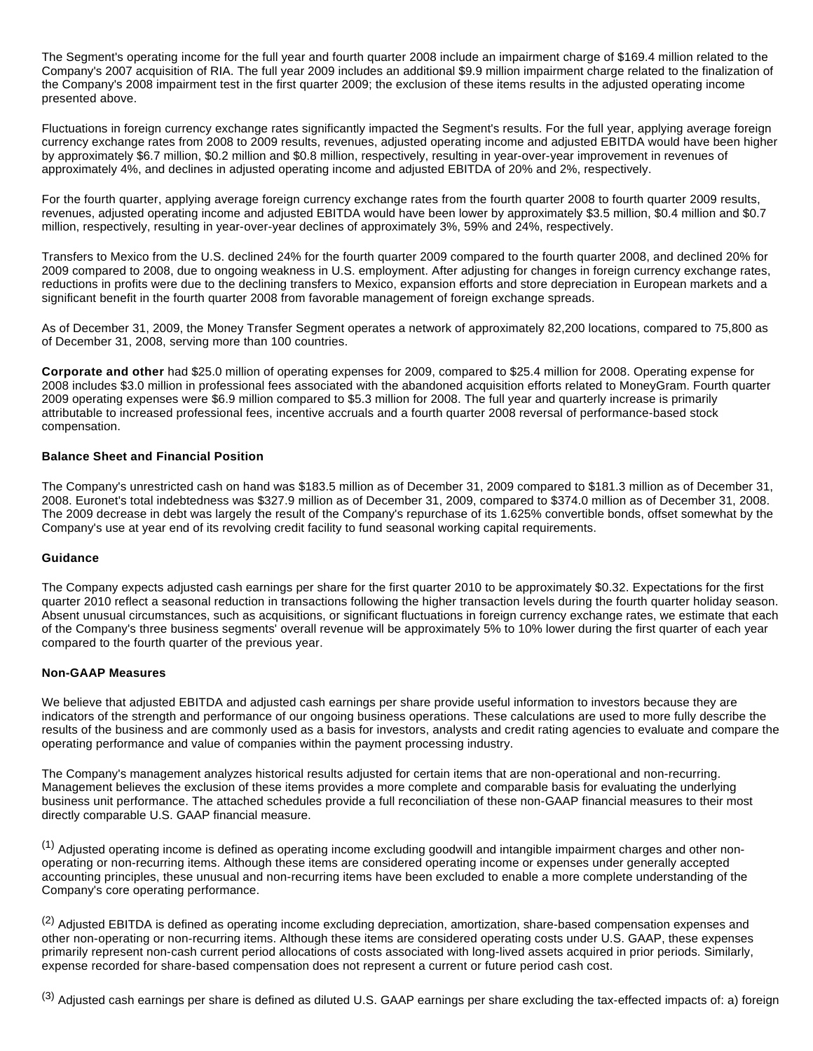The Segment's operating income for the full year and fourth quarter 2008 include an impairment charge of $169.4 million related to the Company's 2007 acquisition of RIA. The full year 2009 includes an additional $9.9 million impairment charge related to the finalization of the Company's 2008 impairment test in the first quarter 2009; the exclusion of these items results in the adjusted operating income presented above.

Fluctuations in foreign currency exchange rates significantly impacted the Segment's results. For the full year, applying average foreign currency exchange rates from 2008 to 2009 results, revenues, adjusted operating income and adjusted EBITDA would have been higher by approximately $6.7 million, $0.2 million and $0.8 million, respectively, resulting in year-over-year improvement in revenues of approximately 4%, and declines in adjusted operating income and adjusted EBITDA of 20% and 2%, respectively.

For the fourth quarter, applying average foreign currency exchange rates from the fourth quarter 2008 to fourth quarter 2009 results, revenues, adjusted operating income and adjusted EBITDA would have been lower by approximately $3.5 million, $0.4 million and $0.7 million, respectively, resulting in year-over-year declines of approximately 3%, 59% and 24%, respectively.

Transfers to Mexico from the U.S. declined 24% for the fourth quarter 2009 compared to the fourth quarter 2008, and declined 20% for 2009 compared to 2008, due to ongoing weakness in U.S. employment. After adjusting for changes in foreign currency exchange rates, reductions in profits were due to the declining transfers to Mexico, expansion efforts and store depreciation in European markets and a significant benefit in the fourth quarter 2008 from favorable management of foreign exchange spreads.

As of December 31, 2009, the Money Transfer Segment operates a network of approximately 82,200 locations, compared to 75,800 as of December 31, 2008, serving more than 100 countries.

**Corporate and other** had $25.0 million of operating expenses for 2009, compared to $25.4 million for 2008. Operating expense for 2008 includes $3.0 million in professional fees associated with the abandoned acquisition efforts related to MoneyGram. Fourth quarter 2009 operating expenses were $6.9 million compared to $5.3 million for 2008. The full year and quarterly increase is primarily attributable to increased professional fees, incentive accruals and a fourth quarter 2008 reversal of performance-based stock compensation.

**Balance Sheet and Financial Position**

The Company's unrestricted cash on hand was $183.5 million as of December 31, 2009 compared to $181.3 million as of December 31, 2008. Euronet's total indebtedness was $327.9 million as of December 31, 2009, compared to $374.0 million as of December 31, 2008. The 2009 decrease in debt was largely the result of the Company's repurchase of its 1.625% convertible bonds, offset somewhat by the Company's use at year end of its revolving credit facility to fund seasonal working capital requirements.

**Guidance**

The Company expects adjusted cash earnings per share for the first quarter 2010 to be approximately $0.32. Expectations for the first quarter 2010 reflect a seasonal reduction in transactions following the higher transaction levels during the fourth quarter holiday season. Absent unusual circumstances, such as acquisitions, or significant fluctuations in foreign currency exchange rates, we estimate that each of the Company's three business segments' overall revenue will be approximately 5% to 10% lower during the first quarter of each year compared to the fourth quarter of the previous year.

**Non-GAAP Measures**

We believe that adjusted EBITDA and adjusted cash earnings per share provide useful information to investors because they are indicators of the strength and performance of our ongoing business operations. These calculations are used to more fully describe the results of the business and are commonly used as a basis for investors, analysts and credit rating agencies to evaluate and compare the operating performance and value of companies within the payment processing industry.

The Company's management analyzes historical results adjusted for certain items that are non-operational and non-recurring. Management believes the exclusion of these items provides a more complete and comparable basis for evaluating the underlying business unit performance. The attached schedules provide a full reconciliation of these non-GAAP financial measures to their most directly comparable U.S. GAAP financial measure.

(1) Adjusted operating income is defined as operating income excluding goodwill and intangible impairment charges and other non-operating or non-recurring items. Although these items are considered operating income or expenses under generally accepted accounting principles, these unusual and non-recurring items have been excluded to enable a more complete understanding of the Company's core operating performance.

(2) Adjusted EBITDA is defined as operating income excluding depreciation, amortization, share-based compensation expenses and other non-operating or non-recurring items. Although these items are considered operating costs under U.S. GAAP, these expenses primarily represent non-cash current period allocations of costs associated with long-lived assets acquired in prior periods. Similarly, expense recorded for share-based compensation does not represent a current or future period cash cost.

(3) Adjusted cash earnings per share is defined as diluted U.S. GAAP earnings per share excluding the tax-effected impacts of: a) foreign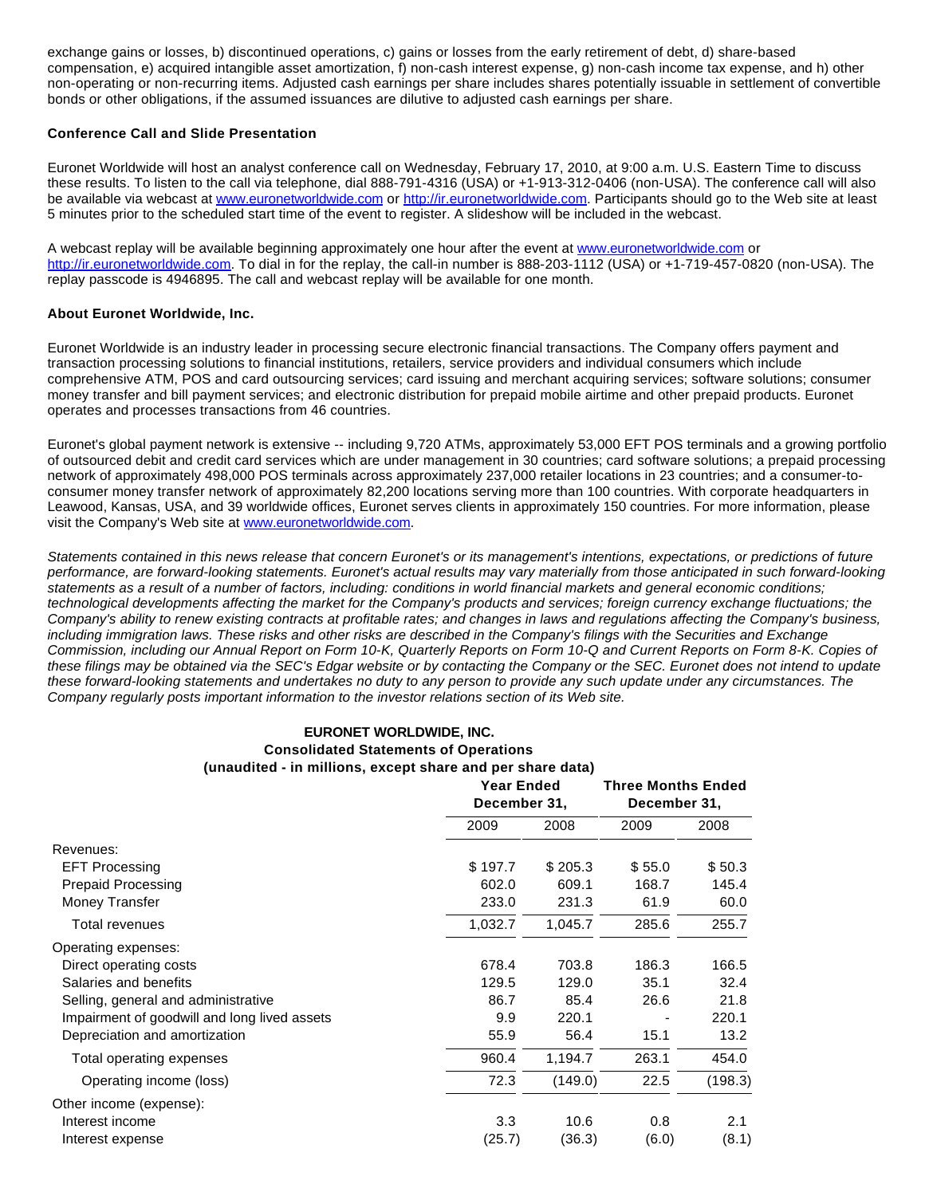exchange gains or losses, b) discontinued operations, c) gains or losses from the early retirement of debt, d) share-based compensation, e) acquired intangible asset amortization, f) non-cash interest expense, g) non-cash income tax expense, and h) other non-operating or non-recurring items. Adjusted cash earnings per share includes shares potentially issuable in settlement of convertible bonds or other obligations, if the assumed issuances are dilutive to adjusted cash earnings per share.

**Conference Call and Slide Presentation**

Euronet Worldwide will host an analyst conference call on Wednesday, February 17, 2010, at 9:00 a.m. U.S. Eastern Time to discuss these results. To listen to the call via telephone, dial 888-791-4316 (USA) or +1-913-312-0406 (non-USA). The conference call will also be available via webcast at www.euronetworldwide.com or http://ir.euronetworldwide.com. Participants should go to the Web site at least 5 minutes prior to the scheduled start time of the event to register. A slideshow will be included in the webcast.

A webcast replay will be available beginning approximately one hour after the event at www.euronetworldwide.com or http://ir.euronetworldwide.com. To dial in for the replay, the call-in number is 888-203-1112 (USA) or +1-719-457-0820 (non-USA). The replay passcode is 4946895. The call and webcast replay will be available for one month.

**About Euronet Worldwide, Inc.**

Euronet Worldwide is an industry leader in processing secure electronic financial transactions. The Company offers payment and transaction processing solutions to financial institutions, retailers, service providers and individual consumers which include comprehensive ATM, POS and card outsourcing services; card issuing and merchant acquiring services; software solutions; consumer money transfer and bill payment services; and electronic distribution for prepaid mobile airtime and other prepaid products. Euronet operates and processes transactions from 46 countries.

Euronet's global payment network is extensive -- including 9,720 ATMs, approximately 53,000 EFT POS terminals and a growing portfolio of outsourced debit and credit card services which are under management in 30 countries; card software solutions; a prepaid processing network of approximately 498,000 POS terminals across approximately 237,000 retailer locations in 23 countries; and a consumer-to-consumer money transfer network of approximately 82,200 locations serving more than 100 countries. With corporate headquarters in Leawood, Kansas, USA, and 39 worldwide offices, Euronet serves clients in approximately 150 countries. For more information, please visit the Company's Web site at www.euronetworldwide.com.

*Statements contained in this news release that concern Euronet's or its management's intentions, expectations, or predictions of future performance, are forward-looking statements. Euronet's actual results may vary materially from those anticipated in such forward-looking statements as a result of a number of factors, including: conditions in world financial markets and general economic conditions; technological developments affecting the market for the Company's products and services; foreign currency exchange fluctuations; the Company's ability to renew existing contracts at profitable rates; and changes in laws and regulations affecting the Company's business, including immigration laws. These risks and other risks are described in the Company's filings with the Securities and Exchange Commission, including our Annual Report on Form 10-K, Quarterly Reports on Form 10-Q and Current Reports on Form 8-K. Copies of these filings may be obtained via the SEC's Edgar website or by contacting the Company or the SEC. Euronet does not intend to update these forward-looking statements and undertakes no duty to any person to provide any such update under any circumstances. The Company regularly posts important information to the investor relations section of its Web site.*

**EURONET WORLDWIDE, INC.**
**Consolidated Statements of Operations**
**(unaudited - in millions, except share and per share data)**

| | Year Ended December 31, | | Three Months Ended December 31, | |
|---|---|---|---|---|
| | 2009 | 2008 | 2009 | 2008 |
| Revenues: | | | | |
| EFT Processing | $ 197.7 | $ 205.3 | $ 55.0 | $ 50.3 |
| Prepaid Processing | 602.0 | 609.1 | 168.7 | 145.4 |
| Money Transfer | 233.0 | 231.3 | 61.9 | 60.0 |
| Total revenues | 1,032.7 | 1,045.7 | 285.6 | 255.7 |
| Operating expenses: | | | | |
| Direct operating costs | 678.4 | 703.8 | 186.3 | 166.5 |
| Salaries and benefits | 129.5 | 129.0 | 35.1 | 32.4 |
| Selling, general and administrative | 86.7 | 85.4 | 26.6 | 21.8 |
| Impairment of goodwill and long lived assets | 9.9 | 220.1 | - | 220.1 |
| Depreciation and amortization | 55.9 | 56.4 | 15.1 | 13.2 |
| Total operating expenses | 960.4 | 1,194.7 | 263.1 | 454.0 |
| Operating income (loss) | 72.3 | (149.0) | 22.5 | (198.3) |
| Other income (expense): | | | | |
| Interest income | 3.3 | 10.6 | 0.8 | 2.1 |
| Interest expense | (25.7) | (36.3) | (6.0) | (8.1) |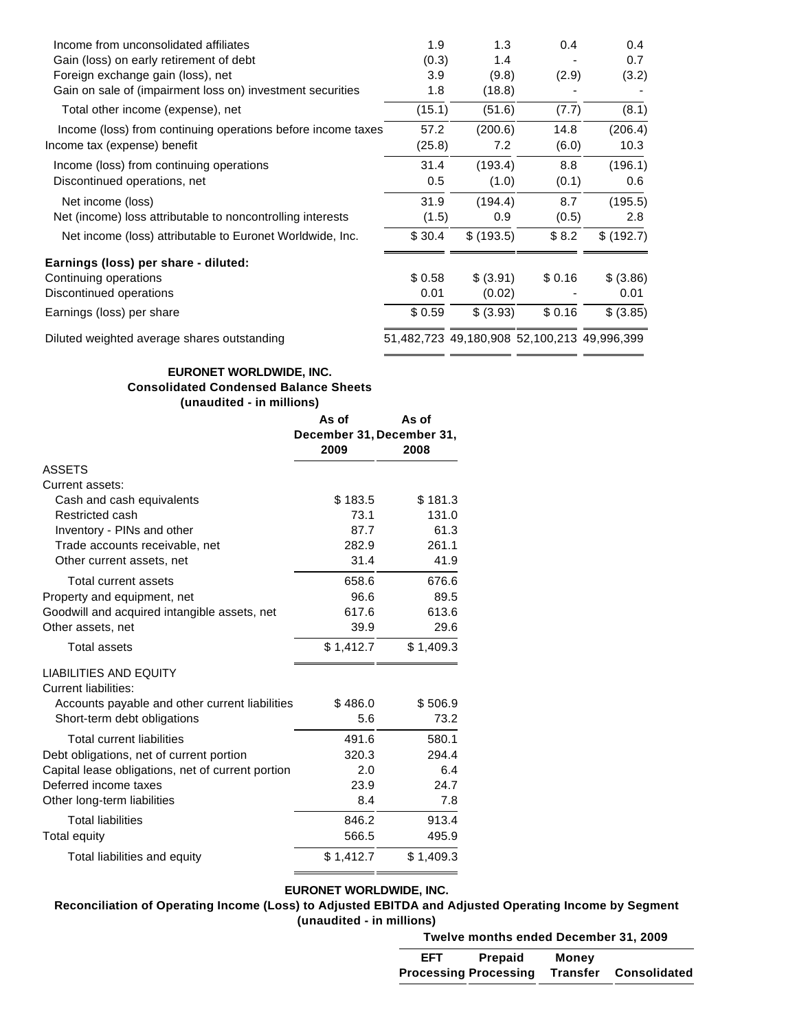| | | | | |
|---|---|---|---|---|
| Income from unconsolidated affiliates | 1.9 | 1.3 | 0.4 | 0.4 |
| Gain (loss) on early retirement of debt | (0.3) | 1.4 | - | 0.7 |
| Foreign exchange gain (loss), net | 3.9 | (9.8) | (2.9) | (3.2) |
| Gain on sale of (impairment loss on) investment securities | 1.8 | (18.8) | - | - |
| Total other income (expense), net | (15.1) | (51.6) | (7.7) | (8.1) |
| Income (loss) from continuing operations before income taxes | 57.2 | (200.6) | 14.8 | (206.4) |
| Income tax (expense) benefit | (25.8) | 7.2 | (6.0) | 10.3 |
| Income (loss) from continuing operations | 31.4 | (193.4) | 8.8 | (196.1) |
| Discontinued operations, net | 0.5 | (1.0) | (0.1) | 0.6 |
| Net income (loss) | 31.9 | (194.4) | 8.7 | (195.5) |
| Net (income) loss attributable to noncontrolling interests | (1.5) | 0.9 | (0.5) | 2.8 |
| Net income (loss) attributable to Euronet Worldwide, Inc. | $ 30.4 | $ (193.5) | $ 8.2 | $ (192.7) |
| **Earnings (loss) per share - diluted:** | | | | |
| Continuing operations | $ 0.58 | $ (3.91) | $ 0.16 | $ (3.86) |
| Discontinued operations | 0.01 | (0.02) | - | 0.01 |
| Earnings (loss) per share | $ 0.59 | $ (3.93) | $ 0.16 | $ (3.85) |
| Diluted weighted average shares outstanding | 51,482,723 | 49,180,908 | 52,100,213 | 49,996,399 |

**EURONET WORLDWIDE, INC.**
**Consolidated Condensed Balance Sheets**
**(unaudited - in millions)**

| | As of December 31, 2009 | As of December 31, 2008 |
|---|---|---|
| ASSETS | | |
| Current assets: | | |
| Cash and cash equivalents | $ 183.5 | $ 181.3 |
| Restricted cash | 73.1 | 131.0 |
| Inventory - PINs and other | 87.7 | 61.3 |
| Trade accounts receivable, net | 282.9 | 261.1 |
| Other current assets, net | 31.4 | 41.9 |
| Total current assets | 658.6 | 676.6 |
| Property and equipment, net | 96.6 | 89.5 |
| Goodwill and acquired intangible assets, net | 617.6 | 613.6 |
| Other assets, net | 39.9 | 29.6 |
| Total assets | $ 1,412.7 | $ 1,409.3 |
| LIABILITIES AND EQUITY | | |
| Current liabilities: | | |
| Accounts payable and other current liabilities | $ 486.0 | $ 506.9 |
| Short-term debt obligations | 5.6 | 73.2 |
| Total current liabilities | 491.6 | 580.1 |
| Debt obligations, net of current portion | 320.3 | 294.4 |
| Capital lease obligations, net of current portion | 2.0 | 6.4 |
| Deferred income taxes | 23.9 | 24.7 |
| Other long-term liabilities | 8.4 | 7.8 |
| Total liabilities | 846.2 | 913.4 |
| Total equity | 566.5 | 495.9 |
| Total liabilities and equity | $ 1,412.7 | $ 1,409.3 |

**EURONET WORLDWIDE, INC.**
**Reconciliation of Operating Income (Loss) to Adjusted EBITDA and Adjusted Operating Income by Segment**
**(unaudited - in millions)**

| | Twelve months ended December 31, 2009 | | | |
|---|---|---|---|---|
| | EFT Processing | Prepaid Processing | Money Transfer | Consolidated |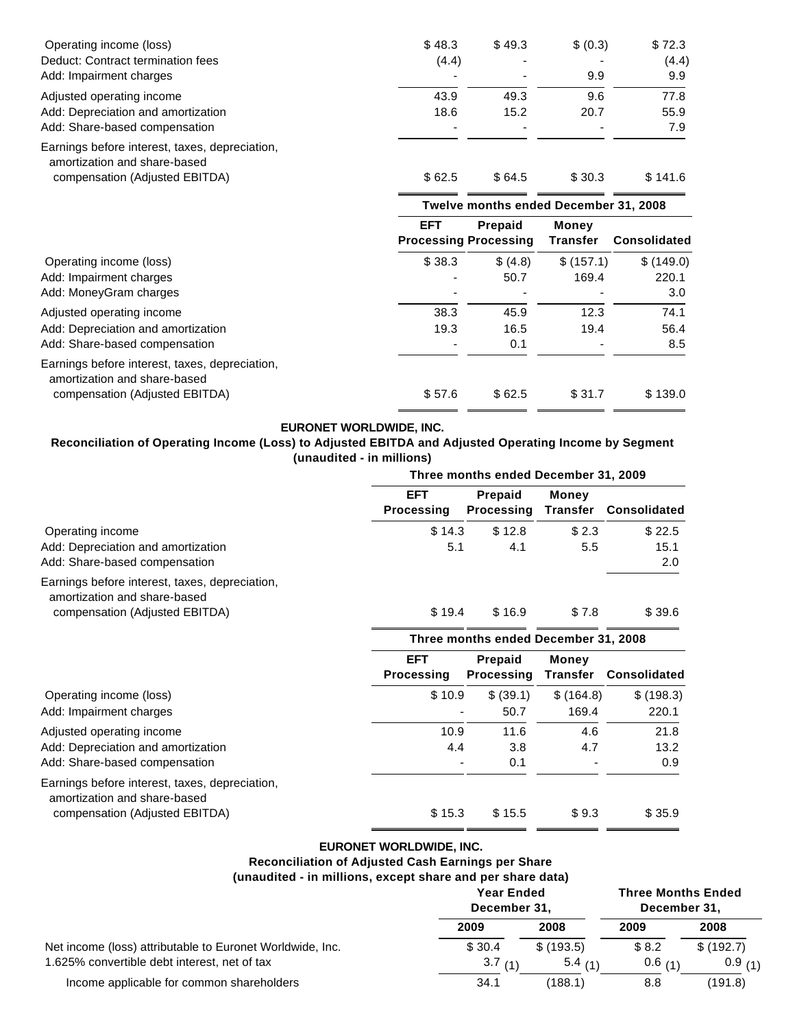| | | | | |
|---|---|---|---|---|
| Operating income (loss) | $ 48.3 | $ 49.3 | $ (0.3) | $ 72.3 |
| Deduct: Contract termination fees | (4.4) | - | - | (4.4) |
| Add: Impairment charges | - | - | 9.9 | 9.9 |
| Adjusted operating income | 43.9 | 49.3 | 9.6 | 77.8 |
| Add: Depreciation and amortization | 18.6 | 15.2 | 20.7 | 55.9 |
| Add: Share-based compensation | - | - | - | 7.9 |
| Earnings before interest, taxes, depreciation, amortization and share-based compensation (Adjusted EBITDA) | $ 62.5 | $ 64.5 | $ 30.3 | $ 141.6 |

| | Twelve months ended December 31, 2008 | | | |
|---|---|---|---|---|
| | EFT Processing | Prepaid Processing | Money Transfer | Consolidated |
| Operating income (loss) | $ 38.3 | $ (4.8) | $ (157.1) | $ (149.0) |
| Add: Impairment charges | - | 50.7 | 169.4 | 220.1 |
| Add: MoneyGram charges | - | - | - | 3.0 |
| Adjusted operating income | 38.3 | 45.9 | 12.3 | 74.1 |
| Add: Depreciation and amortization | 19.3 | 16.5 | 19.4 | 56.4 |
| Add: Share-based compensation | - | 0.1 | - | 8.5 |
| Earnings before interest, taxes, depreciation, amortization and share-based compensation (Adjusted EBITDA) | $ 57.6 | $ 62.5 | $ 31.7 | $ 139.0 |

**EURONET WORLDWIDE, INC.**
**Reconciliation of Operating Income (Loss) to Adjusted EBITDA and Adjusted Operating Income by Segment**
**(unaudited - in millions)**

| | Three months ended December 31, 2009 | | | |
|---|---|---|---|---|
| | EFT Processing | Prepaid Processing | Money Transfer | Consolidated |
| Operating income | $ 14.3 | $ 12.8 | $ 2.3 | $ 22.5 |
| Add: Depreciation and amortization | 5.1 | 4.1 | 5.5 | 15.1 |
| Add: Share-based compensation | | | | 2.0 |
| Earnings before interest, taxes, depreciation, amortization and share-based compensation (Adjusted EBITDA) | $ 19.4 | $ 16.9 | $ 7.8 | $ 39.6 |

| | Three months ended December 31, 2008 | | | |
|---|---|---|---|---|
| | EFT Processing | Prepaid Processing | Money Transfer | Consolidated |
| Operating income (loss) | $ 10.9 | $ (39.1) | $ (164.8) | $ (198.3) |
| Add: Impairment charges | - | 50.7 | 169.4 | 220.1 |
| Adjusted operating income | 10.9 | 11.6 | 4.6 | 21.8 |
| Add: Depreciation and amortization | 4.4 | 3.8 | 4.7 | 13.2 |
| Add: Share-based compensation | - | 0.1 | - | 0.9 |
| Earnings before interest, taxes, depreciation, amortization and share-based compensation (Adjusted EBITDA) | $ 15.3 | $ 15.5 | $ 9.3 | $ 35.9 |

**EURONET WORLDWIDE, INC.**
**Reconciliation of Adjusted Cash Earnings per Share**
**(unaudited - in millions, except share and per share data)**

| | Year Ended December 31, | | Three Months Ended December 31, | |
|---|---|---|---|---|
| | 2009 | 2008 | 2009 | 2008 |
| Net income (loss) attributable to Euronet Worldwide, Inc. | $ 30.4 | $ (193.5) | $ 8.2 | $ (192.7) |
| 1.625% convertible debt interest, net of tax | 3.7 (1) | 5.4 (1) | 0.6 (1) | 0.9 (1) |
| Income applicable for common shareholders | 34.1 | (188.1) | 8.8 | (191.8) |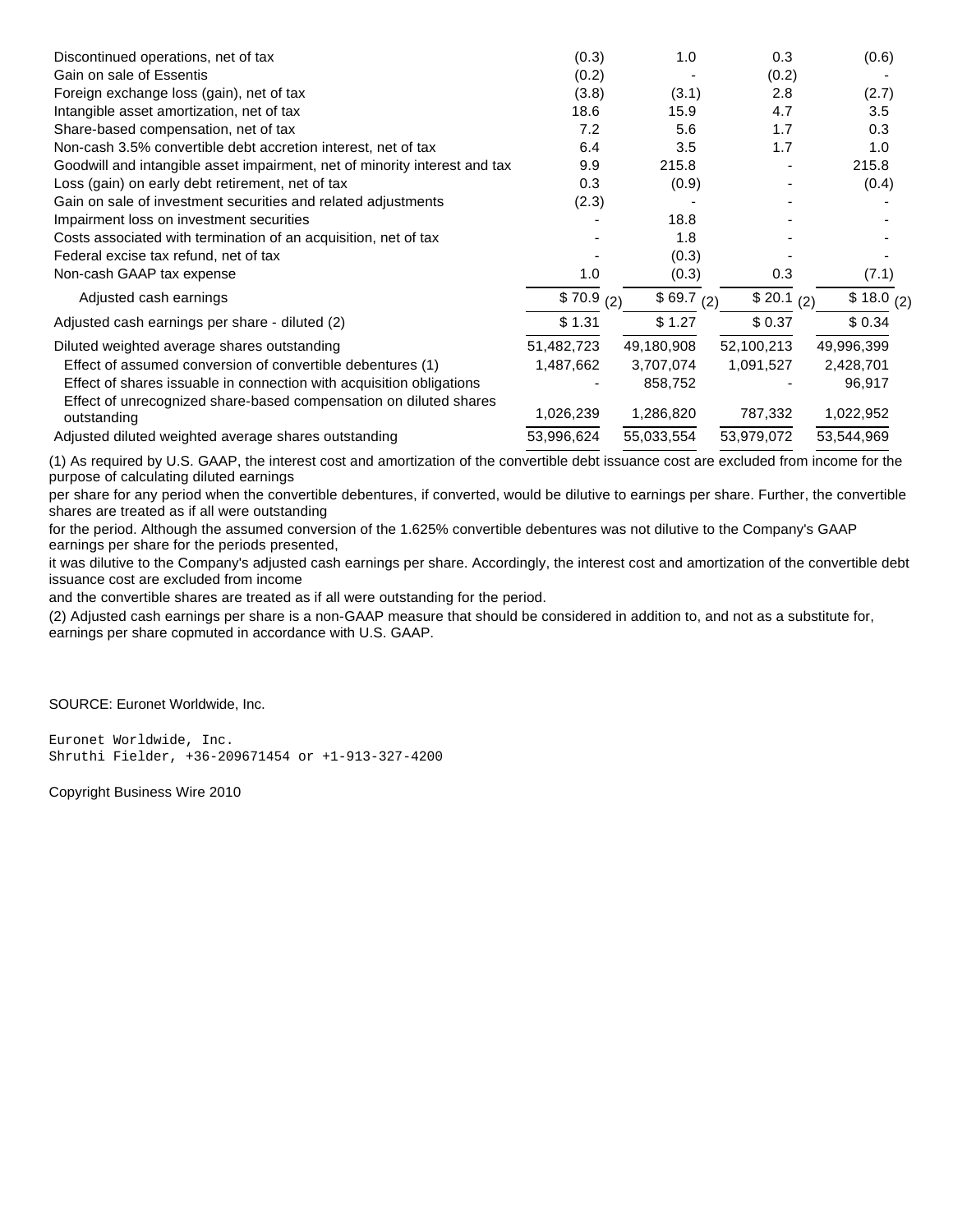| | | | | |
|---|---|---|---|---|
| Discontinued operations, net of tax | (0.3) | 1.0 | 0.3 | (0.6) |
| Gain on sale of Essentis | (0.2) | - | (0.2) | - |
| Foreign exchange loss (gain), net of tax | (3.8) | (3.1) | 2.8 | (2.7) |
| Intangible asset amortization, net of tax | 18.6 | 15.9 | 4.7 | 3.5 |
| Share-based compensation, net of tax | 7.2 | 5.6 | 1.7 | 0.3 |
| Non-cash 3.5% convertible debt accretion interest, net of tax | 6.4 | 3.5 | 1.7 | 1.0 |
| Goodwill and intangible asset impairment, net of minority interest and tax | 9.9 | 215.8 | - | 215.8 |
| Loss (gain) on early debt retirement, net of tax | 0.3 | (0.9) | - | (0.4) |
| Gain on sale of investment securities and related adjustments | (2.3) | - | - | - |
| Impairment loss on investment securities | - | 18.8 | - | - |
| Costs associated with termination of an acquisition, net of tax | - | 1.8 | - | - |
| Federal excise tax refund, net of tax | - | (0.3) | - | - |
| Non-cash GAAP tax expense | 1.0 | (0.3) | 0.3 | (7.1) |
| Adjusted cash earnings | $ 70.9 (2) | $ 69.7 (2) | $ 20.1 (2) | $ 18.0 (2) |
| Adjusted cash earnings per share - diluted (2) | $ 1.31 | $ 1.27 | $ 0.37 | $ 0.34 |
| Diluted weighted average shares outstanding | 51,482,723 | 49,180,908 | 52,100,213 | 49,996,399 |
| Effect of assumed conversion of convertible debentures (1) | 1,487,662 | 3,707,074 | 1,091,527 | 2,428,701 |
| Effect of shares issuable in connection with acquisition obligations | - | 858,752 | - | 96,917 |
| Effect of unrecognized share-based compensation on diluted shares outstanding | 1,026,239 | 1,286,820 | 787,332 | 1,022,952 |
| Adjusted diluted weighted average shares outstanding | 53,996,624 | 55,033,554 | 53,979,072 | 53,544,969 |

(1) As required by U.S. GAAP, the interest cost and amortization of the convertible debt issuance cost are excluded from income for the purpose of calculating diluted earnings
per share for any period when the convertible debentures, if converted, would be dilutive to earnings per share. Further, the convertible shares are treated as if all were outstanding
for the period. Although the assumed conversion of the 1.625% convertible debentures was not dilutive to the Company's GAAP earnings per share for the periods presented,
it was dilutive to the Company's adjusted cash earnings per share. Accordingly, the interest cost and amortization of the convertible debt issuance cost are excluded from income
and the convertible shares are treated as if all were outstanding for the period.

(2) Adjusted cash earnings per share is a non-GAAP measure that should be considered in addition to, and not as a substitute for, earnings per share copmuted in accordance with U.S. GAAP.

SOURCE: Euronet Worldwide, Inc.

Euronet Worldwide, Inc.
Shruthi Fielder, +36-209671454 or +1-913-327-4200

Copyright Business Wire 2010